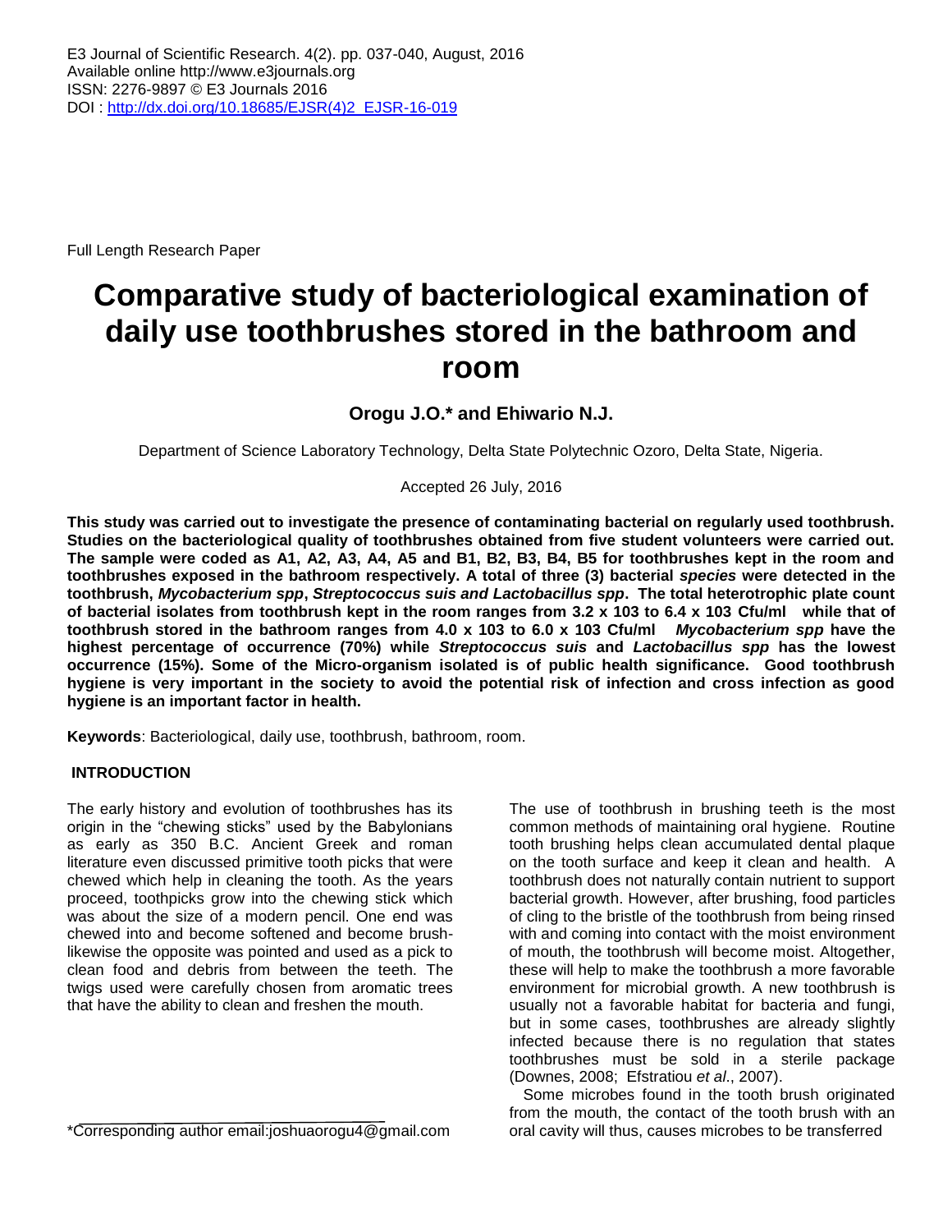Full Length Research Paper

# Comparative study of bacteriological examination of daily use toothbrushes stored in the bathroom and room

**Orogu J.O.* and Ehiwario N.J.**

Department of Science Laboratory Technology, Delta State Polytechnic Ozoro, Delta State, Nigeria.

Accepted 26 July, 2016

**This study was carried out to investigate the presence of contaminating bacterial on regularly used toothbrush. Studies on the bacteriological quality of toothbrushes obtained from five student volunteers were carried out. The sample were coded as A1, A2, A3, A4, A5 and B1, B2, B3, B4, B5 for toothbrushes kept in the room and toothbrushes exposed in the bathroom respectively. A total of three (3) bacterial *species* were detected in the toothbrush, *Mycobacterium spp*, *Streptococcus suis and Lactobacillus spp*. The total heterotrophic plate count of bacterial isolates from toothbrush kept in the room ranges from 3.2 x 103 to 6.4 x 103 Cfu/ml while that of toothbrush stored in the bathroom ranges from 4.0 x 103 to 6.0 x 103 Cfu/ml *Mycobacterium spp* have the highest percentage of occurrence (70%) while *Streptococcus suis* and *Lactobacillus spp* has the lowest occurrence (15%). Some of the Micro-organism isolated is of public health significance. Good toothbrush hygiene is very important in the society to avoid the potential risk of infection and cross infection as good hygiene is an important factor in health.**

**Keywords**: Bacteriological, daily use, toothbrush, bathroom, room.

## INTRODUCTION

The early history and evolution of toothbrushes has its origin in the "chewing sticks" used by the Babylonians as early as 350 B.C. Ancient Greek and roman literature even discussed primitive tooth picks that were chewed which help in cleaning the tooth. As the years proceed, toothpicks grow into the chewing stick which was about the size of a modern pencil. One end was chewed into and become softened and become brush-likewise the opposite was pointed and used as a pick to clean food and debris from between the teeth. The twigs used were carefully chosen from aromatic trees that have the ability to clean and freshen the mouth.

The use of toothbrush in brushing teeth is the most common methods of maintaining oral hygiene. Routine tooth brushing helps clean accumulated dental plaque on the tooth surface and keep it clean and health. A toothbrush does not naturally contain nutrient to support bacterial growth. However, after brushing, food particles of cling to the bristle of the toothbrush from being rinsed with and coming into contact with the moist environment of mouth, the toothbrush will become moist. Altogether, these will help to make the toothbrush a more favorable environment for microbial growth. A new toothbrush is usually not a favorable habitat for bacteria and fungi, but in some cases, toothbrushes are already slightly infected because there is no regulation that states toothbrushes must be sold in a sterile package (Downes, 2008; Efstratiou *et al*., 2007).

Some microbes found in the tooth brush originated from the mouth, the contact of the tooth brush with an oral cavity will thus, causes microbes to be transferred

*Corresponding author email:joshuaorogu4@gmail.com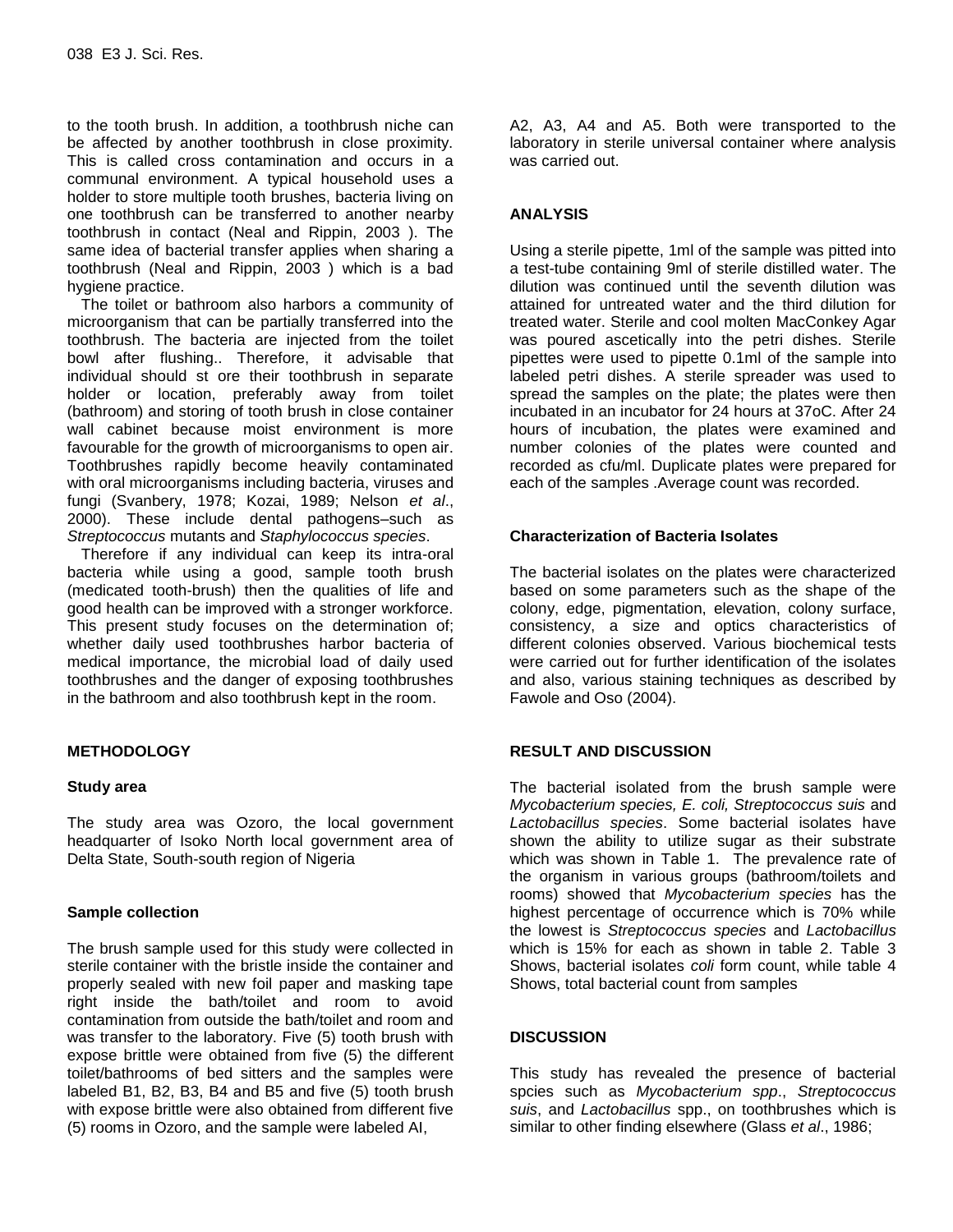to the tooth brush. In addition, a toothbrush niche can be affected by another toothbrush in close proximity. This is called cross contamination and occurs in a communal environment. A typical household uses a holder to store multiple tooth brushes, bacteria living on one toothbrush can be transferred to another nearby toothbrush in contact (Neal and Rippin, 2003 ). The same idea of bacterial transfer applies when sharing a toothbrush (Neal and Rippin, 2003 ) which is a bad hygiene practice.

The toilet or bathroom also harbors a community of microorganism that can be partially transferred into the toothbrush. The bacteria are injected from the toilet bowl after flushing.. Therefore, it advisable that individual should st ore their toothbrush in separate holder or location, preferably away from toilet (bathroom) and storing of tooth brush in close container wall cabinet because moist environment is more favourable for the growth of microorganisms to open air. Toothbrushes rapidly become heavily contaminated with oral microorganisms including bacteria, viruses and fungi (Svanbery, 1978; Kozai, 1989; Nelson *et al*., 2000). These include dental pathogens–such as *Streptococcus* mutants and *Staphylococcus species*.

Therefore if any individual can keep its intra-oral bacteria while using a good, sample tooth brush (medicated tooth-brush) then the qualities of life and good health can be improved with a stronger workforce. This present study focuses on the determination of; whether daily used toothbrushes harbor bacteria of medical importance, the microbial load of daily used toothbrushes and the danger of exposing toothbrushes in the bathroom and also toothbrush kept in the room.

## METHODOLOGY

### Study area

The study area was Ozoro, the local government headquarter of Isoko North local government area of Delta State, South-south region of Nigeria

### Sample collection

The brush sample used for this study were collected in sterile container with the bristle inside the container and properly sealed with new foil paper and masking tape right inside the bath/toilet and room to avoid contamination from outside the bath/toilet and room and was transfer to the laboratory. Five (5) tooth brush with expose brittle were obtained from five (5) the different toilet/bathrooms of bed sitters and the samples were labeled B1, B2, B3, B4 and B5 and five (5) tooth brush with expose brittle were also obtained from different five (5) rooms in Ozoro, and the sample were labeled AI, A2, A3, A4 and A5. Both were transported to the laboratory in sterile universal container where analysis was carried out.

## ANALYSIS

Using a sterile pipette, 1ml of the sample was pitted into a test-tube containing 9ml of sterile distilled water. The dilution was continued until the seventh dilution was attained for untreated water and the third dilution for treated water. Sterile and cool molten MacConkey Agar was poured ascetically into the petri dishes. Sterile pipettes were used to pipette 0.1ml of the sample into labeled petri dishes. A sterile spreader was used to spread the samples on the plate; the plates were then incubated in an incubator for 24 hours at 37oC. After 24 hours of incubation, the plates were examined and number colonies of the plates were counted and recorded as cfu/ml. Duplicate plates were prepared for each of the samples .Average count was recorded.

### Characterization of Bacteria Isolates

The bacterial isolates on the plates were characterized based on some parameters such as the shape of the colony, edge, pigmentation, elevation, colony surface, consistency, a size and optics characteristics of different colonies observed. Various biochemical tests were carried out for further identification of the isolates and also, various staining techniques as described by Fawole and Oso (2004).

## RESULT AND DISCUSSION

The bacterial isolated from the brush sample were *Mycobacterium species, E. coli, Streptococcus suis* and *Lactobacillus species*. Some bacterial isolates have shown the ability to utilize sugar as their substrate which was shown in Table 1. The prevalence rate of the organism in various groups (bathroom/toilets and rooms) showed that *Mycobacterium species* has the highest percentage of occurrence which is 70% while the lowest is *Streptococcus species* and *Lactobacillus* which is 15% for each as shown in table 2. Table 3 Shows, bacterial isolates *coli* form count, while table 4 Shows, total bacterial count from samples

## DISCUSSION

This study has revealed the presence of bacterial spcies such as *Mycobacterium spp*., *Streptococcus suis*, and *Lactobacillus* spp., on toothbrushes which is similar to other finding elsewhere (Glass *et al*., 1986;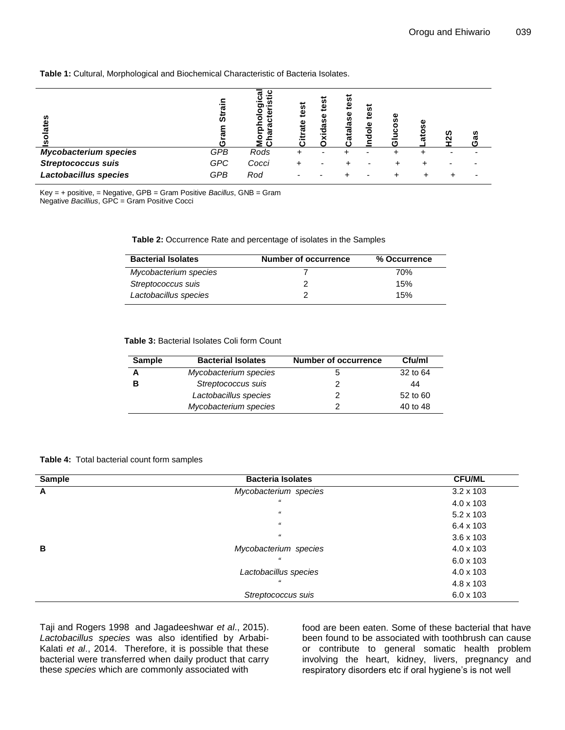**Table 1:** Cultural, Morphological and Biochemical Characteristic of Bacteria Isolates.

| Isolates | Gram Strain | Morphological Characteristic | Citrate test | Oxidase test | Catalase test | Indole test | Glucose | Latose | H2S | Gas |
|---|---|---|---|---|---|---|---|---|---|---|
| ***Mycobacterium species*** | *GPB* | *Rods* | + | - | + | - | + | + | - | - |
| ***Streptococcus suis*** | *GPC* | *Cocci* | + | - | + | - | + | + | - | - |
| ***Lactobacillus species*** | *GPB* | *Rod* | - | - | + | - | + | + | + | - |

Key = + positive, = Negative, GPB = Gram Positive *Bacillus*, GNB = Gram Negative *Bacillius*, GPC = Gram Positive Cocci

**Table 2:** Occurrence Rate and percentage of isolates in the Samples

| Bacterial Isolates | Number of occurrence | % Occurrence |
|---|---|---|
| *Mycobacterium species* | 7 | 70% |
| *Streptococcus suis* | 2 | 15% |
| *Lactobacillus species* | 2 | 15% |

**Table 3:** Bacterial Isolates Coli form Count

| Sample | Bacterial Isolates | Number of occurrence | Cfu/ml |
|---|---|---|---|
| **A** | *Mycobacterium species* | 5 | 32 to 64 |
| **B** | *Streptococcus suis* | 2 | 44 |
| | *Lactobacillus species* | 2 | 52 to 60 |
| | *Mycobacterium species* | 2 | 40 to 48 |

**Table 4:** Total bacterial count form samples

| Sample | Bacteria Isolates | CFU/ML |
|---|---|---|
| **A** | *Mycobacterium species* | 3.2 x 103 |
| | " | 4.0 x 103 |
| | " | 5.2 x 103 |
| | " | 6.4 x 103 |
| | " | 3.6 x 103 |
| **B** | *Mycobacterium species* | 4.0 x 103 |
| | " | 6.0 x 103 |
| | *Lactobacillus species* | 4.0 x 103 |
| | " | 4.8 x 103 |
| | *Streptococcus suis* | 6.0 x 103 |

Taji and Rogers 1998 and Jagadeeshwar *et al*., 2015). *Lactobacillus species* was also identified by Arbabi-Kalati *et al*., 2014. Therefore, it is possible that these bacterial were transferred when daily product that carry these *species* which are commonly associated with food are been eaten. Some of these bacterial that have been found to be associated with toothbrush can cause or contribute to general somatic health problem involving the heart, kidney, livers, pregnancy and respiratory disorders etc if oral hygiene's is not well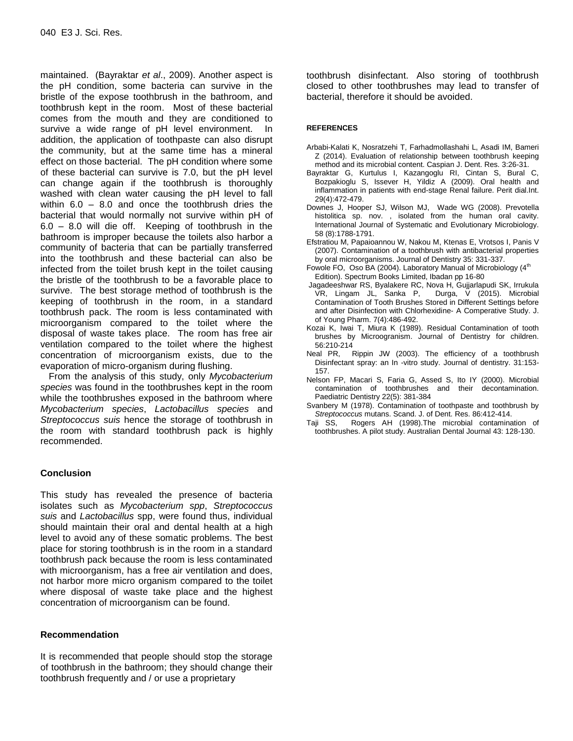maintained. (Bayraktar *et al*., 2009). Another aspect is the pH condition, some bacteria can survive in the bristle of the expose toothbrush in the bathroom, and toothbrush kept in the room. Most of these bacterial comes from the mouth and they are conditioned to survive a wide range of pH level environment. In addition, the application of toothpaste can also disrupt the community, but at the same time has a mineral effect on those bacterial. The pH condition where some of these bacterial can survive is 7.0, but the pH level can change again if the toothbrush is thoroughly washed with clean water causing the pH level to fall within 6.0 – 8.0 and once the toothbrush dries the bacterial that would normally not survive within pH of 6.0 – 8.0 will die off. Keeping of toothbrush in the bathroom is improper because the toilets also harbor a community of bacteria that can be partially transferred into the toothbrush and these bacterial can also be infected from the toilet brush kept in the toilet causing the bristle of the toothbrush to be a favorable place to survive. The best storage method of toothbrush is the keeping of toothbrush in the room, in a standard toothbrush pack. The room is less contaminated with microorganism compared to the toilet where the disposal of waste takes place. The room has free air ventilation compared to the toilet where the highest concentration of microorganism exists, due to the evaporation of micro-organism during flushing.

From the analysis of this study, only *Mycobacterium species* was found in the toothbrushes kept in the room while the toothbrushes exposed in the bathroom where *Mycobacterium species*, *Lactobacillus species* and *Streptococcus suis* hence the storage of toothbrush in the room with standard toothbrush pack is highly recommended.

## Conclusion

This study has revealed the presence of bacteria isolates such as *Mycobacterium spp*, *Streptococcus suis* and *Lactobacillus* spp, were found thus, individual should maintain their oral and dental health at a high level to avoid any of these somatic problems. The best place for storing toothbrush is in the room in a standard toothbrush pack because the room is less contaminated with microorganism, has a free air ventilation and does, not harbor more micro organism compared to the toilet where disposal of waste take place and the highest concentration of microorganism can be found.

## Recommendation

It is recommended that people should stop the storage of toothbrush in the bathroom; they should change their toothbrush frequently and / or use a proprietary toothbrush disinfectant. Also storing of toothbrush closed to other toothbrushes may lead to transfer of bacterial, therefore it should be avoided.

## REFERENCES

Arbabi-Kalati K, Nosratzehi T, Farhadmollashahi L, Asadi IM, Bameri Z (2014). Evaluation of relationship between toothbrush keeping method and its microbial content. Caspian J. Dent. Res. 3:26-31.

Bayraktar G, Kurtulus I, Kazangoglu RI, Cintan S, Bural C, Bozpakioglu S, Issever H, Yildiz A (2009). Oral health and inflammation in patients with end-stage Renal failure. Perit dial.Int. 29(4):472-479.

Downes J, Hooper SJ, Wilson MJ, Wade WG (2008). Prevotella histolitica sp. nov. , isolated from the human oral cavity. International Journal of Systematic and Evolutionary Microbiology. 58 (8):1788-1791.

Efstratiou M, Papaioannou W, Nakou M, Ktenas E, Vrotsos I, Panis V (2007). Contamination of a toothbrush with antibacterial properties by oral microorganisms. Journal of Dentistry 35: 331-337.

Fowole FO, Oso BA (2004). Laboratory Manual of Microbiology (4th Edition). Spectrum Books Limited, Ibadan pp 16-80

Jagadeeshwar RS, Byalakere RC, Nova H, Gujjarlapudi SK, Irrukula VR, Lingam JL, Sanka P, Durga, V (2015). Microbial Contamination of Tooth Brushes Stored in Different Settings before and after Disinfection with Chlorhexidine- A Comperative Study. J. of Young Pharm. 7(4):486-492.

Kozai K, Iwai T, Miura K (1989). Residual Contamination of tooth brushes by Microogranism. Journal of Dentistry for children. 56:210-214

Neal PR, Rippin JW (2003). The efficiency of a toothbrush Disinfectant spray: an In -vitro study. Journal of dentistry. 31:153-157.

Nelson FP, Macari S, Faria G, Assed S, Ito IY (2000). Microbial contamination of toothbrushes and their decontamination. Paediatric Dentistry 22(5): 381-384

Svanbery M (1978). Contamination of toothpaste and toothbrush by *Streptococcus* mutans. Scand. J. of Dent. Res. 86:412-414.

Taji SS, Rogers AH (1998).The microbial contamination of toothbrushes. A pilot study. Australian Dental Journal 43: 128-130.